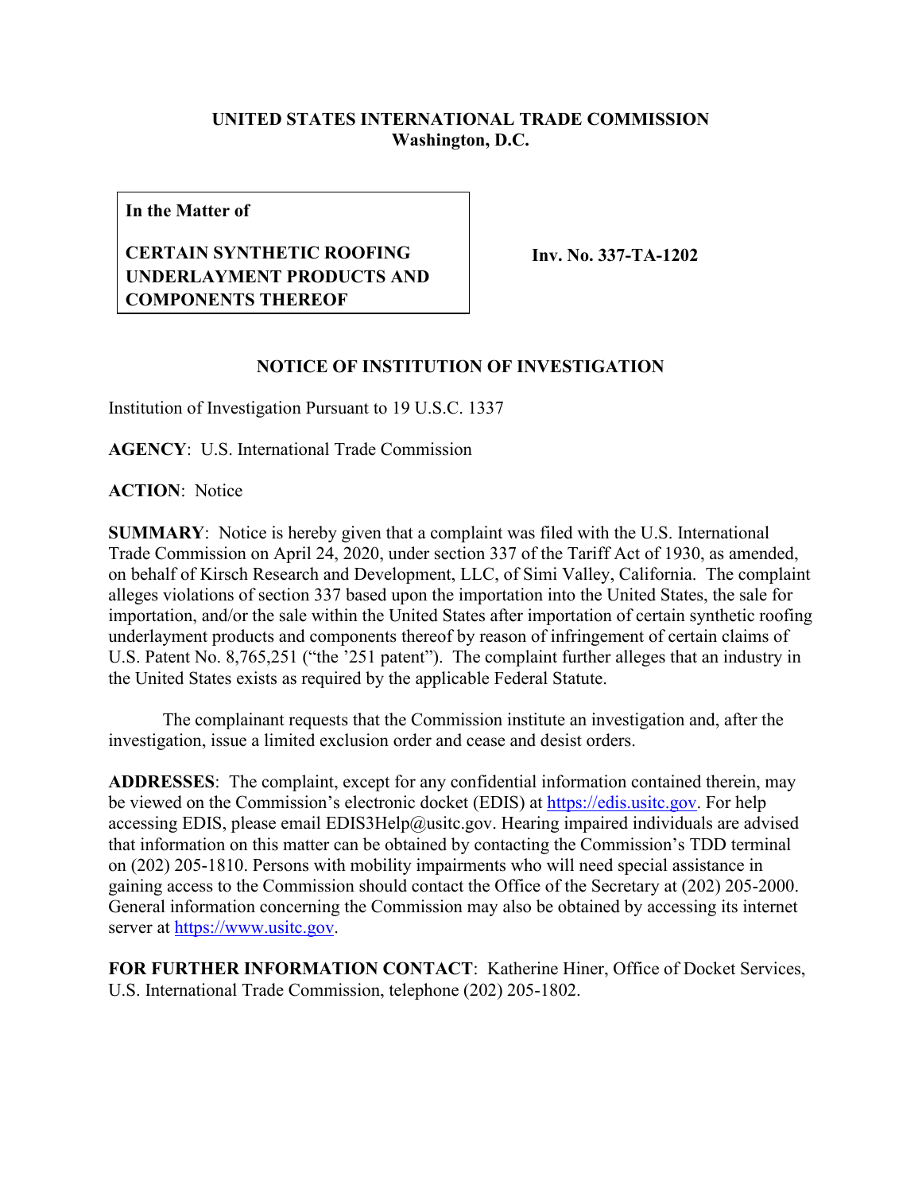**UNITED STATES INTERNATIONAL TRADE COMMISSION**
**Washington, D.C.**

| In the Matter of | |
|---|---|
| **CERTAIN SYNTHETIC ROOFING UNDERLAYMENT PRODUCTS AND COMPONENTS THEREOF** | **Inv. No. 337-TA-1202** |

**NOTICE OF INSTITUTION OF INVESTIGATION**

Institution of Investigation Pursuant to 19 U.S.C. 1337

**AGENCY**: U.S. International Trade Commission

**ACTION**: Notice

**SUMMARY**: Notice is hereby given that a complaint was filed with the U.S. International Trade Commission on April 24, 2020, under section 337 of the Tariff Act of 1930, as amended, on behalf of Kirsch Research and Development, LLC, of Simi Valley, California. The complaint alleges violations of section 337 based upon the importation into the United States, the sale for importation, and/or the sale within the United States after importation of certain synthetic roofing underlayment products and components thereof by reason of infringement of certain claims of U.S. Patent No. 8,765,251 ("the '251 patent"). The complaint further alleges that an industry in the United States exists as required by the applicable Federal Statute.

The complainant requests that the Commission institute an investigation and, after the investigation, issue a limited exclusion order and cease and desist orders.

**ADDRESSES**: The complaint, except for any confidential information contained therein, may be viewed on the Commission's electronic docket (EDIS) at https://edis.usitc.gov. For help accessing EDIS, please email EDIS3Help@usitc.gov. Hearing impaired individuals are advised that information on this matter can be obtained by contacting the Commission's TDD terminal on (202) 205-1810. Persons with mobility impairments who will need special assistance in gaining access to the Commission should contact the Office of the Secretary at (202) 205-2000. General information concerning the Commission may also be obtained by accessing its internet server at https://www.usitc.gov.

**FOR FURTHER INFORMATION CONTACT**: Katherine Hiner, Office of Docket Services, U.S. International Trade Commission, telephone (202) 205-1802.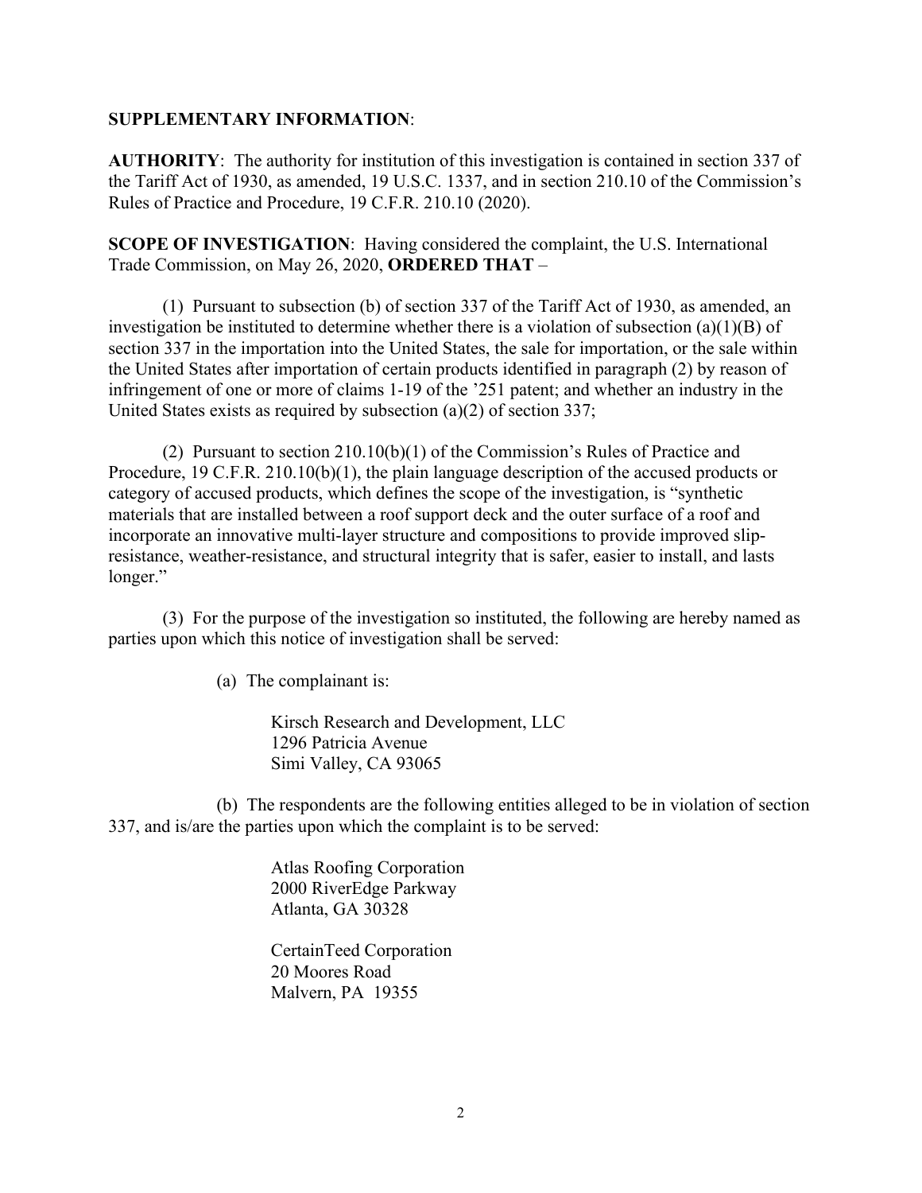**SUPPLEMENTARY INFORMATION**:

**AUTHORITY**: The authority for institution of this investigation is contained in section 337 of the Tariff Act of 1930, as amended, 19 U.S.C. 1337, and in section 210.10 of the Commission's Rules of Practice and Procedure, 19 C.F.R. 210.10 (2020).

**SCOPE OF INVESTIGATION**: Having considered the complaint, the U.S. International Trade Commission, on May 26, 2020, **ORDERED THAT** –

(1) Pursuant to subsection (b) of section 337 of the Tariff Act of 1930, as amended, an investigation be instituted to determine whether there is a violation of subsection (a)(1)(B) of section 337 in the importation into the United States, the sale for importation, or the sale within the United States after importation of certain products identified in paragraph (2) by reason of infringement of one or more of claims 1-19 of the '251 patent; and whether an industry in the United States exists as required by subsection (a)(2) of section 337;

(2) Pursuant to section 210.10(b)(1) of the Commission's Rules of Practice and Procedure, 19 C.F.R. 210.10(b)(1), the plain language description of the accused products or category of accused products, which defines the scope of the investigation, is "synthetic materials that are installed between a roof support deck and the outer surface of a roof and incorporate an innovative multi-layer structure and compositions to provide improved slip-resistance, weather-resistance, and structural integrity that is safer, easier to install, and lasts longer."

(3) For the purpose of the investigation so instituted, the following are hereby named as parties upon which this notice of investigation shall be served:

(a) The complainant is:

Kirsch Research and Development, LLC
1296 Patricia Avenue
Simi Valley, CA 93065

(b) The respondents are the following entities alleged to be in violation of section 337, and is/are the parties upon which the complaint is to be served:

Atlas Roofing Corporation
2000 RiverEdge Parkway
Atlanta, GA 30328

CertainTeed Corporation
20 Moores Road
Malvern, PA 19355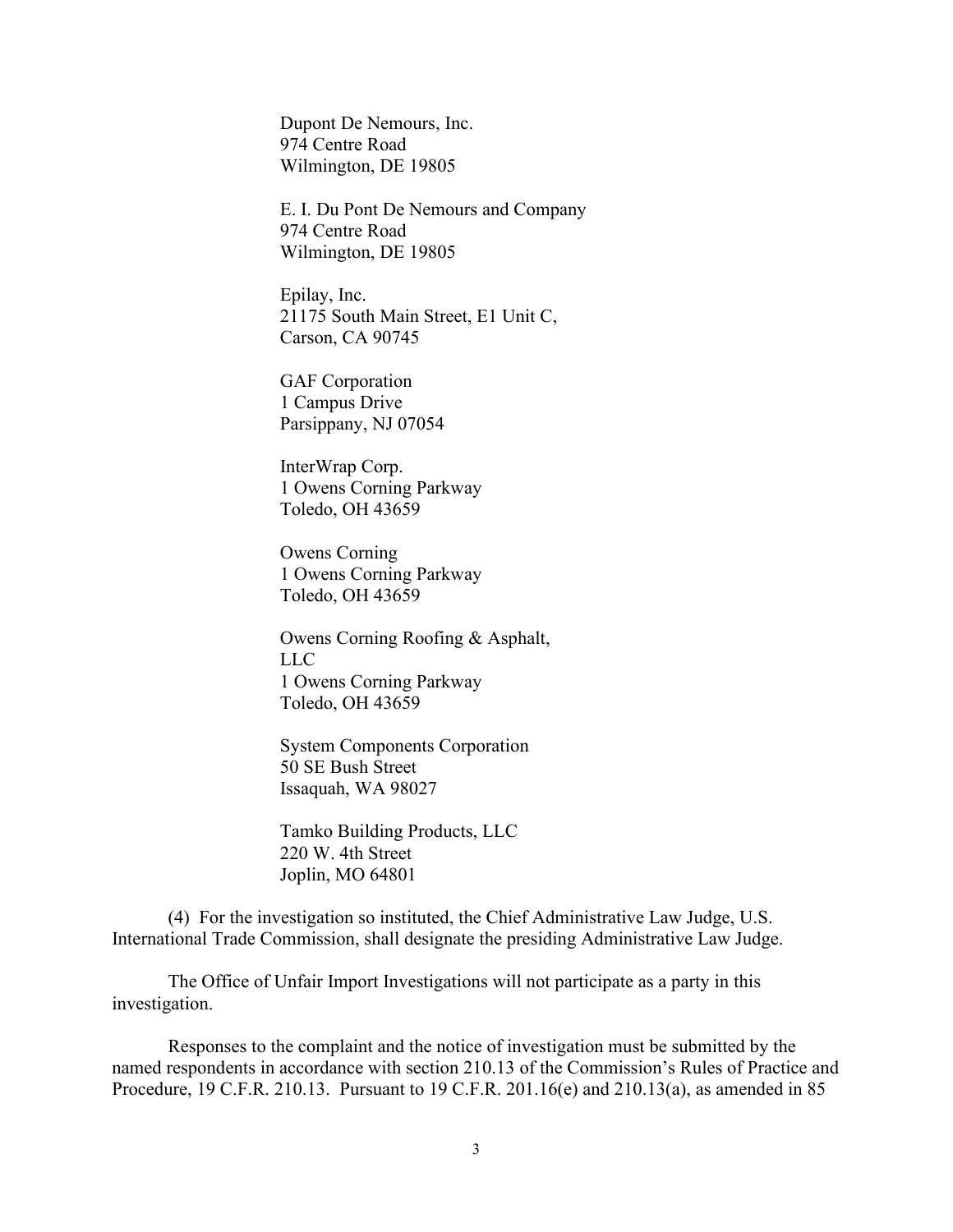Dupont De Nemours, Inc.
974 Centre Road
Wilmington, DE 19805

E. I. Du Pont De Nemours and Company
974 Centre Road
Wilmington, DE 19805

Epilay, Inc.
21175 South Main Street, E1 Unit C,
Carson, CA 90745

GAF Corporation
1 Campus Drive
Parsippany, NJ 07054

InterWrap Corp.
1 Owens Corning Parkway
Toledo, OH 43659

Owens Corning
1 Owens Corning Parkway
Toledo, OH 43659

Owens Corning Roofing & Asphalt, LLC
1 Owens Corning Parkway
Toledo, OH 43659

System Components Corporation
50 SE Bush Street
Issaquah, WA 98027

Tamko Building Products, LLC
220 W. 4th Street
Joplin, MO 64801

(4) For the investigation so instituted, the Chief Administrative Law Judge, U.S. International Trade Commission, shall designate the presiding Administrative Law Judge.

The Office of Unfair Import Investigations will not participate as a party in this investigation.

Responses to the complaint and the notice of investigation must be submitted by the named respondents in accordance with section 210.13 of the Commission's Rules of Practice and Procedure, 19 C.F.R. 210.13. Pursuant to 19 C.F.R. 201.16(e) and 210.13(a), as amended in 85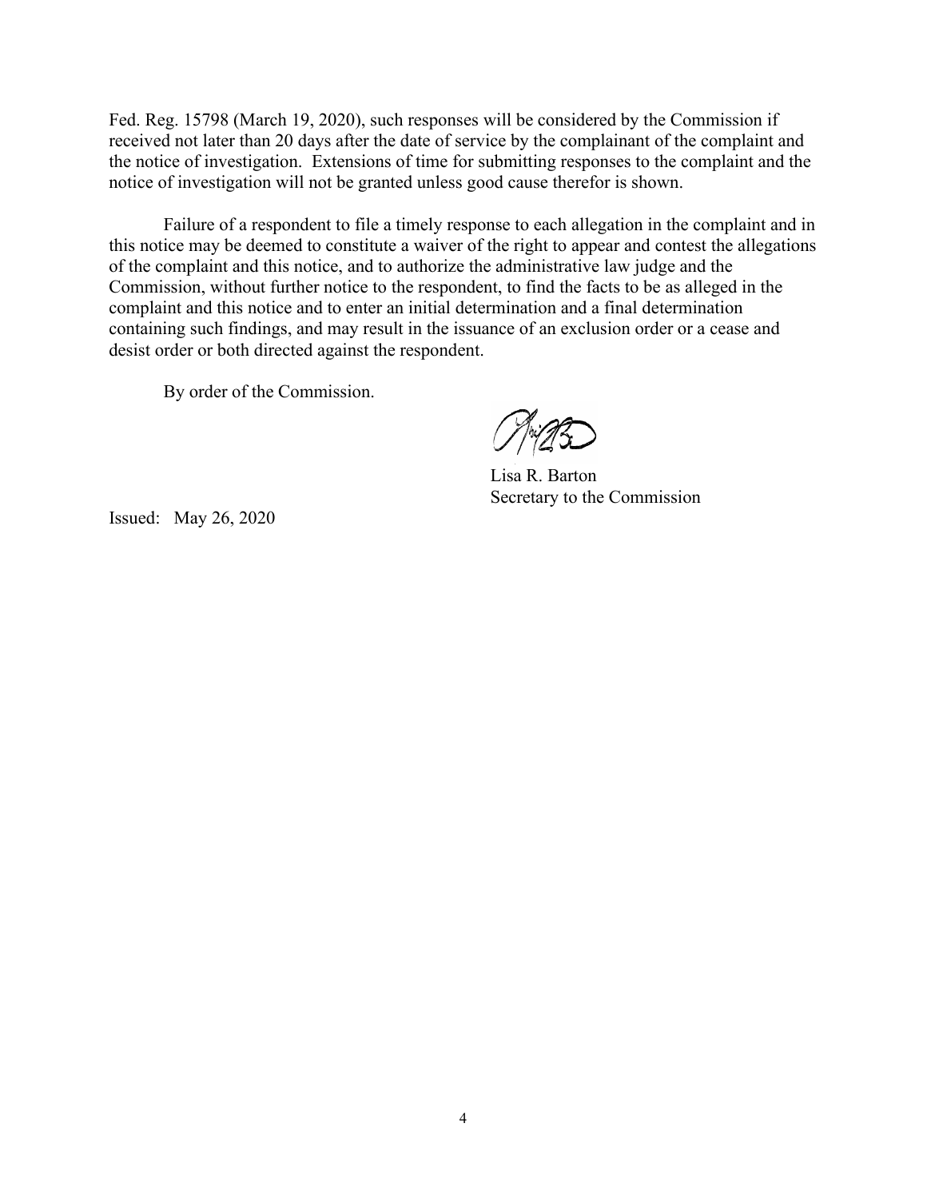Fed. Reg. 15798 (March 19, 2020), such responses will be considered by the Commission if received not later than 20 days after the date of service by the complainant of the complaint and the notice of investigation. Extensions of time for submitting responses to the complaint and the notice of investigation will not be granted unless good cause therefor is shown.

Failure of a respondent to file a timely response to each allegation in the complaint and in this notice may be deemed to constitute a waiver of the right to appear and contest the allegations of the complaint and this notice, and to authorize the administrative law judge and the Commission, without further notice to the respondent, to find the facts to be as alleged in the complaint and this notice and to enter an initial determination and a final determination containing such findings, and may result in the issuance of an exclusion order or a cease and desist order or both directed against the respondent.

By order of the Commission.

Lisa R. Barton
Secretary to the Commission

Issued: May 26, 2020